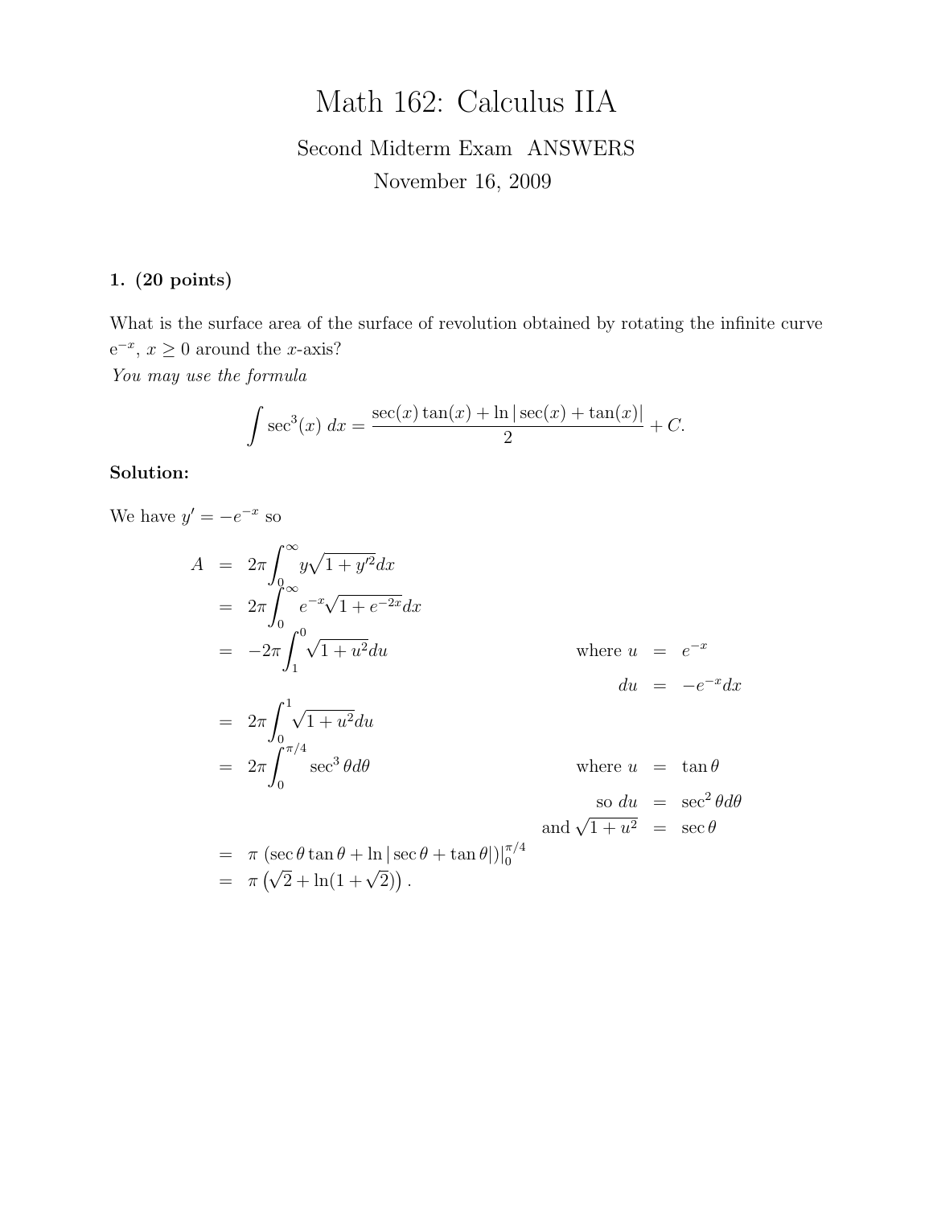# Math 162: Calculus IIA

Second Midterm Exam ANSWERS

November 16, 2009

**1. (20 points)**

What is the surface area of the surface of revolution obtained by rotating the infinite curve $e^{-x}$, $x \geq 0$ around the $x$-axis?

*You may use the formula*

$$\int \sec^3(x)\,dx = \frac{\sec(x)\tan(x) + \ln|\sec(x) + \tan(x)|}{2} + C.$$

**Solution:**

We have $y' = -e^{-x}$ so

$$\begin{aligned}
A &= 2\pi \int_0^\infty y\sqrt{1 + y'^2}dx \\
&= 2\pi \int_0^\infty e^{-x}\sqrt{1 + e^{-2x}}dx \\
&= -2\pi \int_1^0 \sqrt{1 + u^2}du & \text{where } u &= e^{-x} \\
& & du &= -e^{-x}dx \\
&= 2\pi \int_0^1 \sqrt{1 + u^2}du \\
&= 2\pi \int_0^{\pi/4} \sec^3\theta d\theta & \text{where } u &= \tan\theta \\
& & \text{so } du &= \sec^2\theta d\theta \\
& & \text{and } \sqrt{1 + u^2} &= \sec\theta \\
&= \pi\left(\sec\theta\tan\theta + \ln|\sec\theta + \tan\theta|\right)\Big|_0^{\pi/4} \\
&= \pi\left(\sqrt{2} + \ln(1 + \sqrt{2})\right).
\end{aligned}$$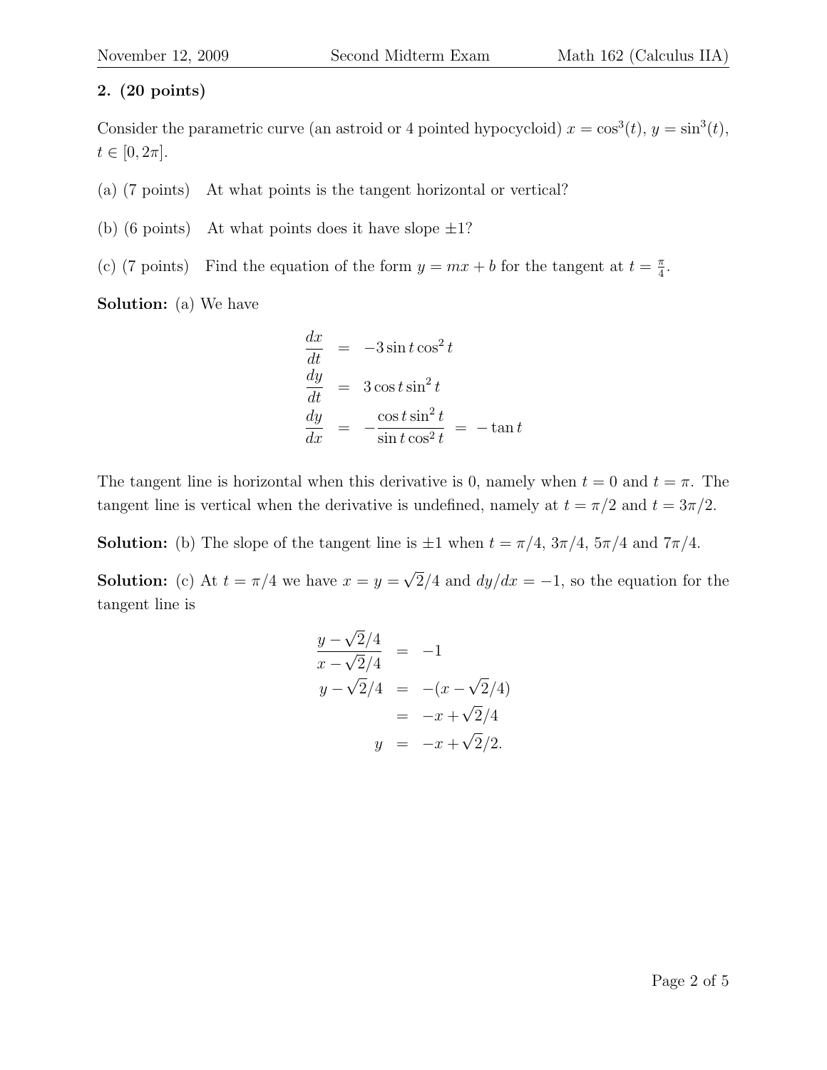**2. (20 points)**

Consider the parametric curve (an astroid or 4 pointed hypocycloid) $x = \cos^3(t)$, $y = \sin^3(t)$, $t \in [0, 2\pi]$.

(a) (7 points) At what points is the tangent horizontal or vertical?

(b) (6 points) At what points does it have slope $\pm 1$?

(c) (7 points) Find the equation of the form $y = mx + b$ for the tangent at $t = \frac{\pi}{4}$.

**Solution:** (a) We have

$$
\begin{aligned}
\frac{dx}{dt} &= -3 \sin t \cos^2 t \\
\frac{dy}{dt} &= 3 \cos t \sin^2 t \\
\frac{dy}{dx} &= -\frac{\cos t \sin^2 t}{\sin t \cos^2 t} = -\tan t
\end{aligned}
$$

The tangent line is horizontal when this derivative is 0, namely when $t = 0$ and $t = \pi$. The tangent line is vertical when the derivative is undefined, namely at $t = \pi/2$ and $t = 3\pi/2$.

**Solution:** (b) The slope of the tangent line is $\pm 1$ when $t = \pi/4$, $3\pi/4$, $5\pi/4$ and $7\pi/4$.

**Solution:** (c) At $t = \pi/4$ we have $x = y = \sqrt{2}/4$ and $dy/dx = -1$, so the equation for the tangent line is

$$
\begin{aligned}
\frac{y - \sqrt{2}/4}{x - \sqrt{2}/4} &= -1 \\
y - \sqrt{2}/4 &= -(x - \sqrt{2}/4) \\
&= -x + \sqrt{2}/4 \\
y &= -x + \sqrt{2}/2.
\end{aligned}
$$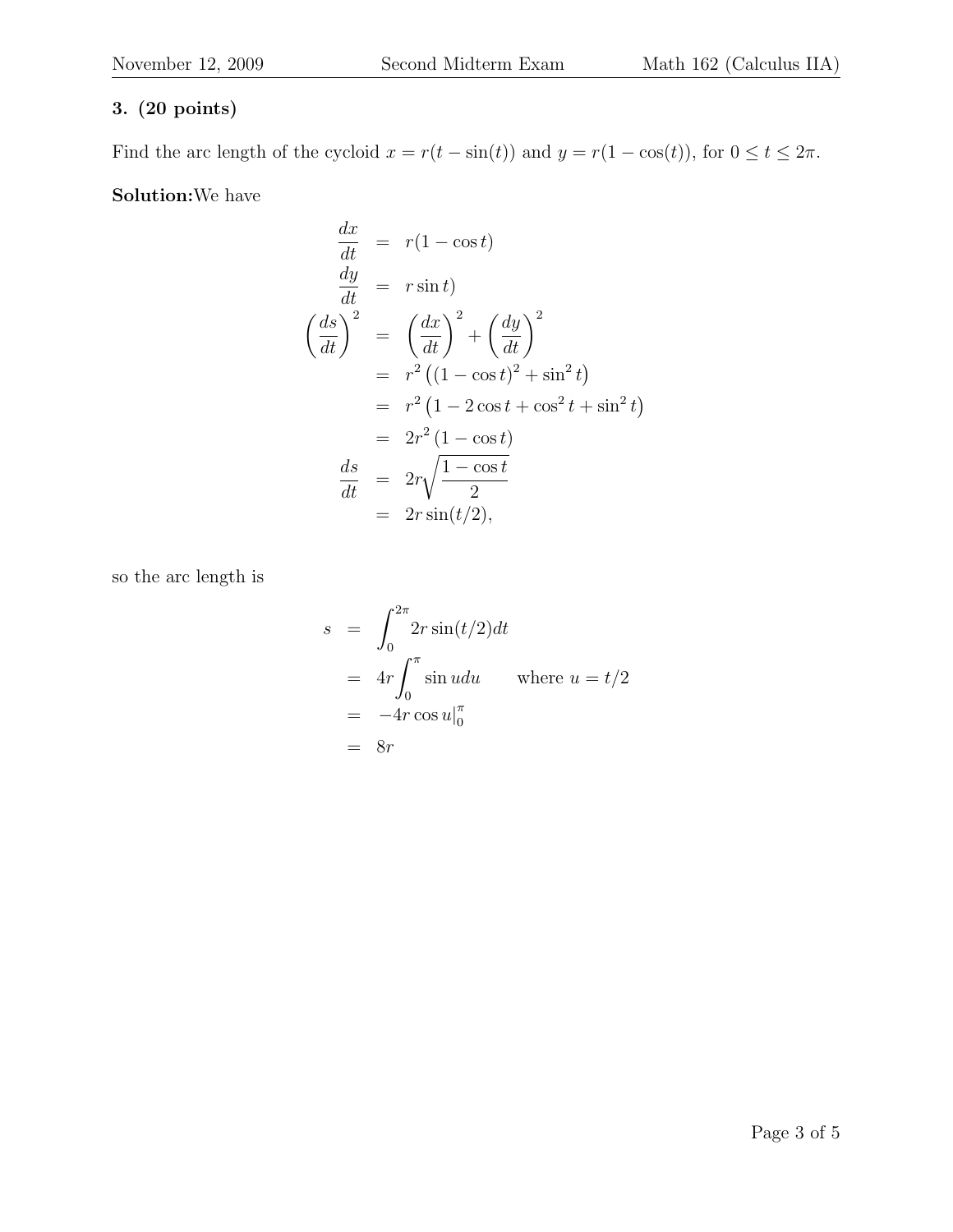**3. (20 points)**

Find the arc length of the cycloid $x = r(t - \sin(t))$ and $y = r(1 - \cos(t))$, for $0 \leq t \leq 2\pi$.

**Solution:**We have

$$
\begin{aligned}
\frac{dx}{dt} &= r(1 - \cos t) \\
\frac{dy}{dt} &= r \sin t) \\
\left(\frac{ds}{dt}\right)^2 &= \left(\frac{dx}{dt}\right)^2 + \left(\frac{dy}{dt}\right)^2 \\
&= r^2 \left( (1 - \cos t)^2 + \sin^2 t \right) \\
&= r^2 \left( 1 - 2\cos t + \cos^2 t + \sin^2 t \right) \\
&= 2r^2 \left( 1 - \cos t \right) \\
\frac{ds}{dt} &= 2r\sqrt{\frac{1 - \cos t}{2}} \\
&= 2r \sin(t/2),
\end{aligned}
$$

so the arc length is

$$
\begin{aligned}
s &= \int_0^{2\pi} 2r \sin(t/2) dt \\
&= 4r \int_0^{\pi} \sin u du \qquad \text{where } u = t/2 \\
&= -4r \cos u|_0^{\pi} \\
&= 8r
\end{aligned}
$$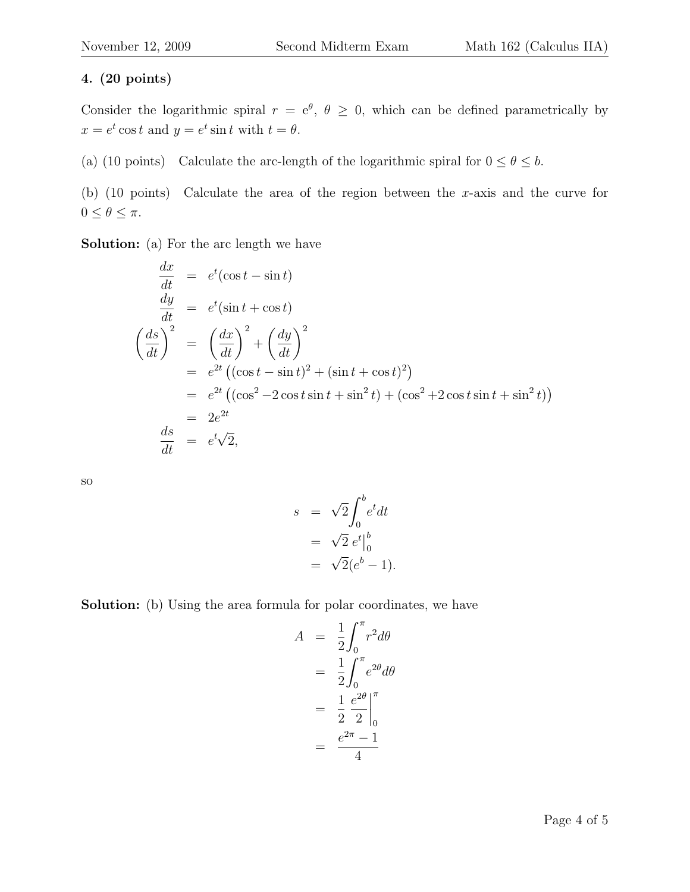**4. (20 points)**

Consider the logarithmic spiral $r = e^{\theta}$, $\theta \geq 0$, which can be defined parametrically by $x = e^t \cos t$ and $y = e^t \sin t$ with $t = \theta$.

(a) (10 points) Calculate the arc-length of the logarithmic spiral for $0 \leq \theta \leq b$.

(b) (10 points) Calculate the area of the region between the $x$-axis and the curve for $0 \leq \theta \leq \pi$.

**Solution:** (a) For the arc length we have

$$
\begin{aligned}
\frac{dx}{dt} &= e^t(\cos t - \sin t) \\
\frac{dy}{dt} &= e^t(\sin t + \cos t) \\
\left(\frac{ds}{dt}\right)^2 &= \left(\frac{dx}{dt}\right)^2 + \left(\frac{dy}{dt}\right)^2 \\
&= e^{2t}\left((\cos t - \sin t)^2 + (\sin t + \cos t)^2\right) \\
&= e^{2t}\left((\cos^2 - 2\cos t \sin t + \sin^2 t) + (\cos^2 + 2\cos t \sin t + \sin^2 t)\right) \\
&= 2e^{2t} \\
\frac{ds}{dt} &= e^t\sqrt{2},
\end{aligned}
$$

so

$$
\begin{aligned}
s &= \sqrt{2}\int_0^b e^t dt \\
&= \sqrt{2}\, e^t\Big|_0^b \\
&= \sqrt{2}(e^b - 1).
\end{aligned}
$$

**Solution:** (b) Using the area formula for polar coordinates, we have

$$
\begin{aligned}
A &= \frac{1}{2}\int_0^{\pi} r^2 d\theta \\
&= \frac{1}{2}\int_0^{\pi} e^{2\theta} d\theta \\
&= \frac{1}{2}\left.\frac{e^{2\theta}}{2}\right|_0^{\pi} \\
&= \frac{e^{2\pi} - 1}{4}
\end{aligned}
$$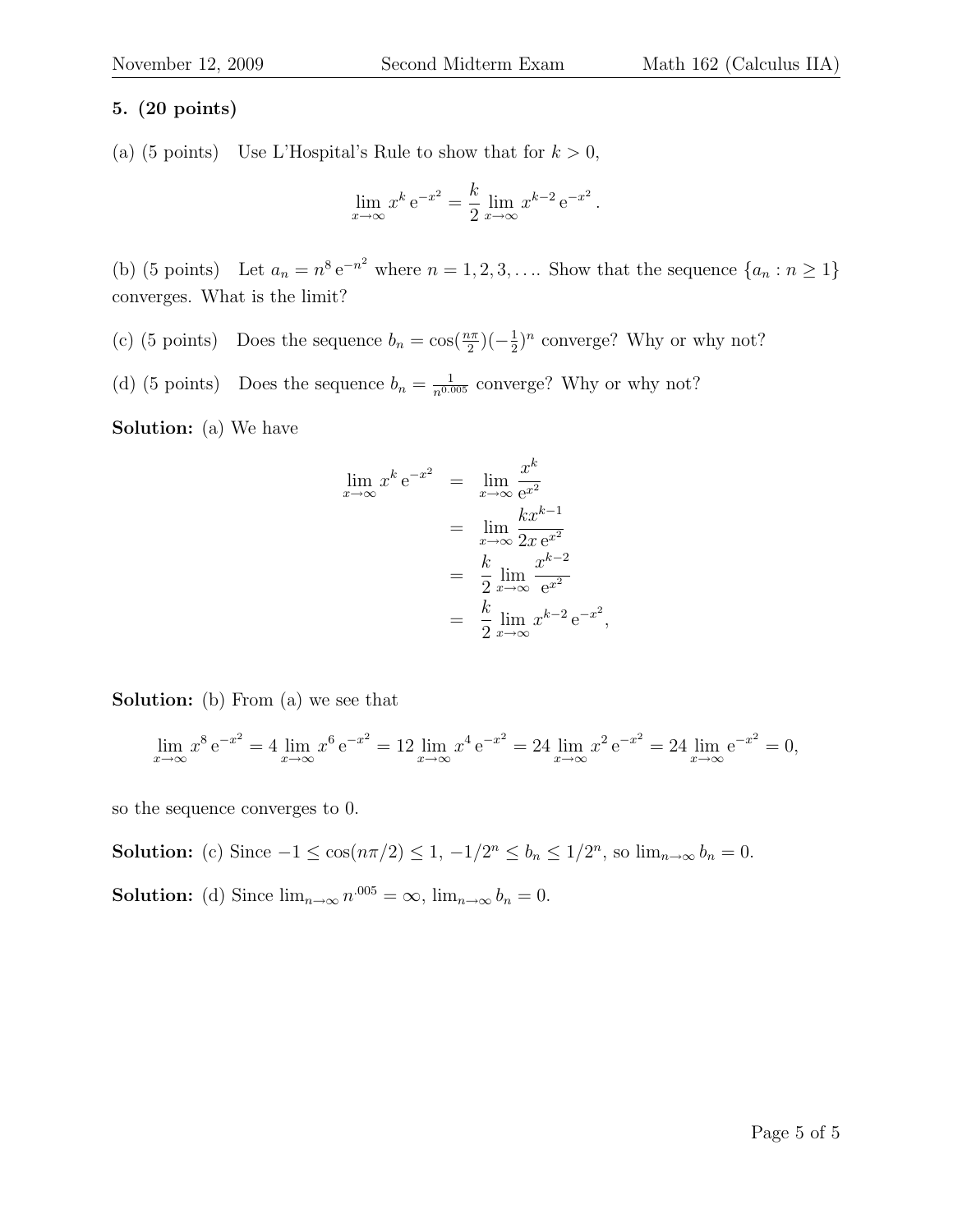**5. (20 points)**

(a) (5 points) Use L'Hospital's Rule to show that for $k > 0$,

$$\lim_{x\to\infty} x^k \,\mathrm{e}^{-x^2} = \frac{k}{2} \lim_{x\to\infty} x^{k-2} \,\mathrm{e}^{-x^2}.$$

(b) (5 points) Let $a_n = n^8 \,\mathrm{e}^{-n^2}$ where $n = 1, 2, 3, \ldots$. Show that the sequence $\{a_n : n \geq 1\}$ converges. What is the limit?

(c) (5 points) Does the sequence $b_n = \cos(\frac{n\pi}{2})(-\frac{1}{2})^n$ converge? Why or why not?

(d) (5 points) Does the sequence $b_n = \frac{1}{n^{0.005}}$ converge? Why or why not?

**Solution:** (a) We have

$$\begin{aligned}
\lim_{x\to\infty} x^k \,\mathrm{e}^{-x^2} &= \lim_{x\to\infty} \frac{x^k}{\mathrm{e}^{x^2}} \\
&= \lim_{x\to\infty} \frac{kx^{k-1}}{2x\,\mathrm{e}^{x^2}} \\
&= \frac{k}{2} \lim_{x\to\infty} \frac{x^{k-2}}{\mathrm{e}^{x^2}} \\
&= \frac{k}{2} \lim_{x\to\infty} x^{k-2} \,\mathrm{e}^{-x^2},
\end{aligned}$$

**Solution:** (b) From (a) we see that

$$\lim_{x\to\infty} x^8 \,\mathrm{e}^{-x^2} = 4 \lim_{x\to\infty} x^6 \,\mathrm{e}^{-x^2} = 12 \lim_{x\to\infty} x^4 \,\mathrm{e}^{-x^2} = 24 \lim_{x\to\infty} x^2 \,\mathrm{e}^{-x^2} = 24 \lim_{x\to\infty} \mathrm{e}^{-x^2} = 0,$$

so the sequence converges to 0.

**Solution:** (c) Since $-1 \leq \cos(n\pi/2) \leq 1$, $-1/2^n \leq b_n \leq 1/2^n$, so $\lim_{n\to\infty} b_n = 0$.

**Solution:** (d) Since $\lim_{n\to\infty} n^{.005} = \infty$, $\lim_{n\to\infty} b_n = 0$.